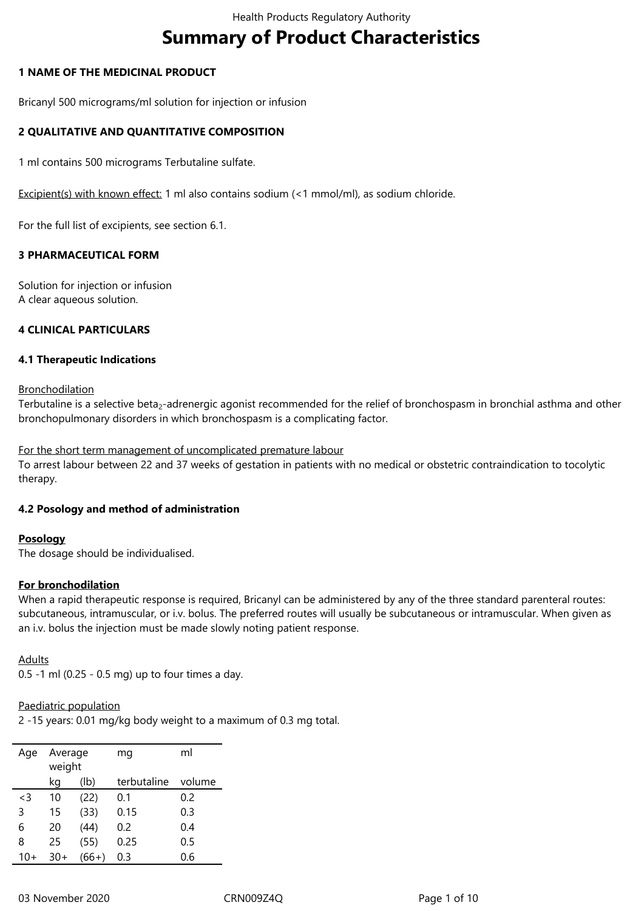# Summary of Product Characteristics

## 1 NAME OF THE MEDICINAL PRODUCT

Bricanyl 500 micrograms/ml solution for injection or infusion

## 2 QUALITATIVE AND QUANTITATIVE COMPOSITION

1 ml contains 500 micrograms Terbutaline sulfate.

Excipient(s) with known effect: 1 ml also contains sodium (<1 mmol/ml), as sodium chloride.

For the full list of excipients, see section 6.1.

## 3 PHARMACEUTICAL FORM

Solution for injection or infusion
A clear aqueous solution.

## 4 CLINICAL PARTICULARS

### 4.1 Therapeutic Indications

Bronchodilation
Terbutaline is a selective beta$_2$-adrenergic agonist recommended for the relief of bronchospasm in bronchial asthma and other bronchopulmonary disorders in which bronchospasm is a complicating factor.

For the short term management of uncomplicated premature labour
To arrest labour between 22 and 37 weeks of gestation in patients with no medical or obstetric contraindication to tocolytic therapy.

### 4.2 Posology and method of administration

**Posology**
The dosage should be individualised.

**For bronchodilation**
When a rapid therapeutic response is required, Bricanyl can be administered by any of the three standard parenteral routes: subcutaneous, intramuscular, or i.v. bolus. The preferred routes will usually be subcutaneous or intramuscular. When given as an i.v. bolus the injection must be made slowly noting patient response.

Adults
0.5 -1 ml (0.25 - 0.5 mg) up to four times a day.

Paediatric population
2 -15 years: 0.01 mg/kg body weight to a maximum of 0.3 mg total.

| Age | Average weight | | mg | ml |
|---|---|---|---|---|
| | kg | (lb) | terbutaline | volume |
| <3 | 10 | (22) | 0.1 | 0.2 |
| 3 | 15 | (33) | 0.15 | 0.3 |
| 6 | 20 | (44) | 0.2 | 0.4 |
| 8 | 25 | (55) | 0.25 | 0.5 |
| 10+ | 30+ | (66+) | 0.3 | 0.6 |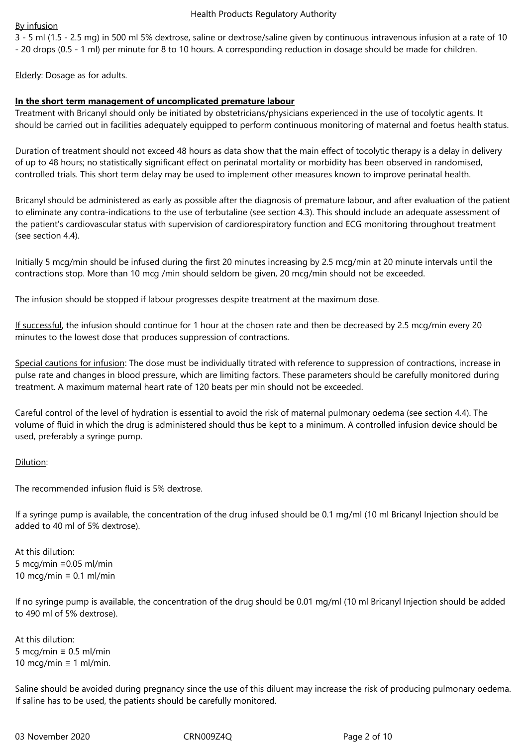By infusion

3 - 5 ml (1.5 - 2.5 mg) in 500 ml 5% dextrose, saline or dextrose/saline given by continuous intravenous infusion at a rate of 10 - 20 drops (0.5 - 1 ml) per minute for 8 to 10 hours. A corresponding reduction in dosage should be made for children.

Elderly: Dosage as for adults.

**In the short term management of uncomplicated premature labour**

Treatment with Bricanyl should only be initiated by obstetricians/physicians experienced in the use of tocolytic agents. It should be carried out in facilities adequately equipped to perform continuous monitoring of maternal and foetus health status.

Duration of treatment should not exceed 48 hours as data show that the main effect of tocolytic therapy is a delay in delivery of up to 48 hours; no statistically significant effect on perinatal mortality or morbidity has been observed in randomised, controlled trials. This short term delay may be used to implement other measures known to improve perinatal health.

Bricanyl should be administered as early as possible after the diagnosis of premature labour, and after evaluation of the patient to eliminate any contra-indications to the use of terbutaline (see section 4.3). This should include an adequate assessment of the patient's cardiovascular status with supervision of cardiorespiratory function and ECG monitoring throughout treatment (see section 4.4).

Initially 5 mcg/min should be infused during the first 20 minutes increasing by 2.5 mcg/min at 20 minute intervals until the contractions stop. More than 10 mcg /min should seldom be given, 20 mcg/min should not be exceeded.

The infusion should be stopped if labour progresses despite treatment at the maximum dose.

If successful, the infusion should continue for 1 hour at the chosen rate and then be decreased by 2.5 mcg/min every 20 minutes to the lowest dose that produces suppression of contractions.

Special cautions for infusion: The dose must be individually titrated with reference to suppression of contractions, increase in pulse rate and changes in blood pressure, which are limiting factors. These parameters should be carefully monitored during treatment. A maximum maternal heart rate of 120 beats per min should not be exceeded.

Careful control of the level of hydration is essential to avoid the risk of maternal pulmonary oedema (see section 4.4). The volume of fluid in which the drug is administered should thus be kept to a minimum. A controlled infusion device should be used, preferably a syringe pump.

Dilution:

The recommended infusion fluid is 5% dextrose.

If a syringe pump is available, the concentration of the drug infused should be 0.1 mg/ml (10 ml Bricanyl Injection should be added to 40 ml of 5% dextrose).

At this dilution:
5 mcg/min ≡0.05 ml/min
10 mcg/min ≡ 0.1 ml/min

If no syringe pump is available, the concentration of the drug should be 0.01 mg/ml (10 ml Bricanyl Injection should be added to 490 ml of 5% dextrose).

At this dilution:
5 mcg/min ≡ 0.5 ml/min
10 mcg/min ≡ 1 ml/min.

Saline should be avoided during pregnancy since the use of this diluent may increase the risk of producing pulmonary oedema. If saline has to be used, the patients should be carefully monitored.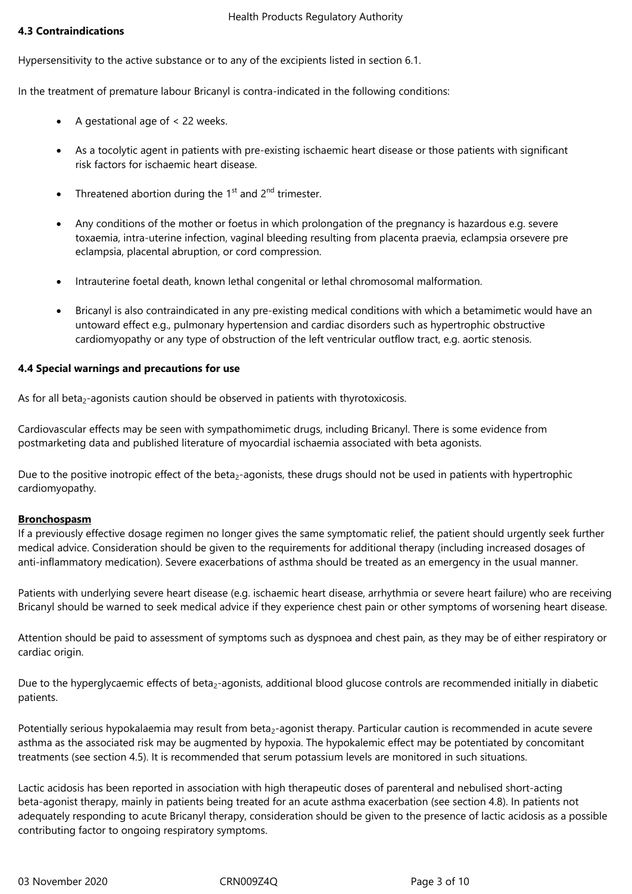### 4.3 Contraindications

Hypersensitivity to the active substance or to any of the excipients listed in section 6.1.

In the treatment of premature labour Bricanyl is contra-indicated in the following conditions:

- A gestational age of < 22 weeks.
- As a tocolytic agent in patients with pre-existing ischaemic heart disease or those patients with significant risk factors for ischaemic heart disease.
- Threatened abortion during the 1st and 2nd trimester.
- Any conditions of the mother or foetus in which prolongation of the pregnancy is hazardous e.g. severe toxaemia, intra-uterine infection, vaginal bleeding resulting from placenta praevia, eclampsia orsevere pre eclampsia, placental abruption, or cord compression.
- Intrauterine foetal death, known lethal congenital or lethal chromosomal malformation.
- Bricanyl is also contraindicated in any pre-existing medical conditions with which a betamimetic would have an untoward effect e.g., pulmonary hypertension and cardiac disorders such as hypertrophic obstructive cardiomyopathy or any type of obstruction of the left ventricular outflow tract, e.g. aortic stenosis.

### 4.4 Special warnings and precautions for use

As for all beta$_2$-agonists caution should be observed in patients with thyrotoxicosis.

Cardiovascular effects may be seen with sympathomimetic drugs, including Bricanyl. There is some evidence from postmarketing data and published literature of myocardial ischaemia associated with beta agonists.

Due to the positive inotropic effect of the beta$_2$-agonists, these drugs should not be used in patients with hypertrophic cardiomyopathy.

**Bronchospasm**

If a previously effective dosage regimen no longer gives the same symptomatic relief, the patient should urgently seek further medical advice. Consideration should be given to the requirements for additional therapy (including increased dosages of anti-inflammatory medication). Severe exacerbations of asthma should be treated as an emergency in the usual manner.

Patients with underlying severe heart disease (e.g. ischaemic heart disease, arrhythmia or severe heart failure) who are receiving Bricanyl should be warned to seek medical advice if they experience chest pain or other symptoms of worsening heart disease.

Attention should be paid to assessment of symptoms such as dyspnoea and chest pain, as they may be of either respiratory or cardiac origin.

Due to the hyperglycaemic effects of beta$_2$-agonists, additional blood glucose controls are recommended initially in diabetic patients.

Potentially serious hypokalaemia may result from beta$_2$-agonist therapy. Particular caution is recommended in acute severe asthma as the associated risk may be augmented by hypoxia. The hypokalemic effect may be potentiated by concomitant treatments (see section 4.5). It is recommended that serum potassium levels are monitored in such situations.

Lactic acidosis has been reported in association with high therapeutic doses of parenteral and nebulised short-acting beta-agonist therapy, mainly in patients being treated for an acute asthma exacerbation (see section 4.8). In patients not adequately responding to acute Bricanyl therapy, consideration should be given to the presence of lactic acidosis as a possible contributing factor to ongoing respiratory symptoms.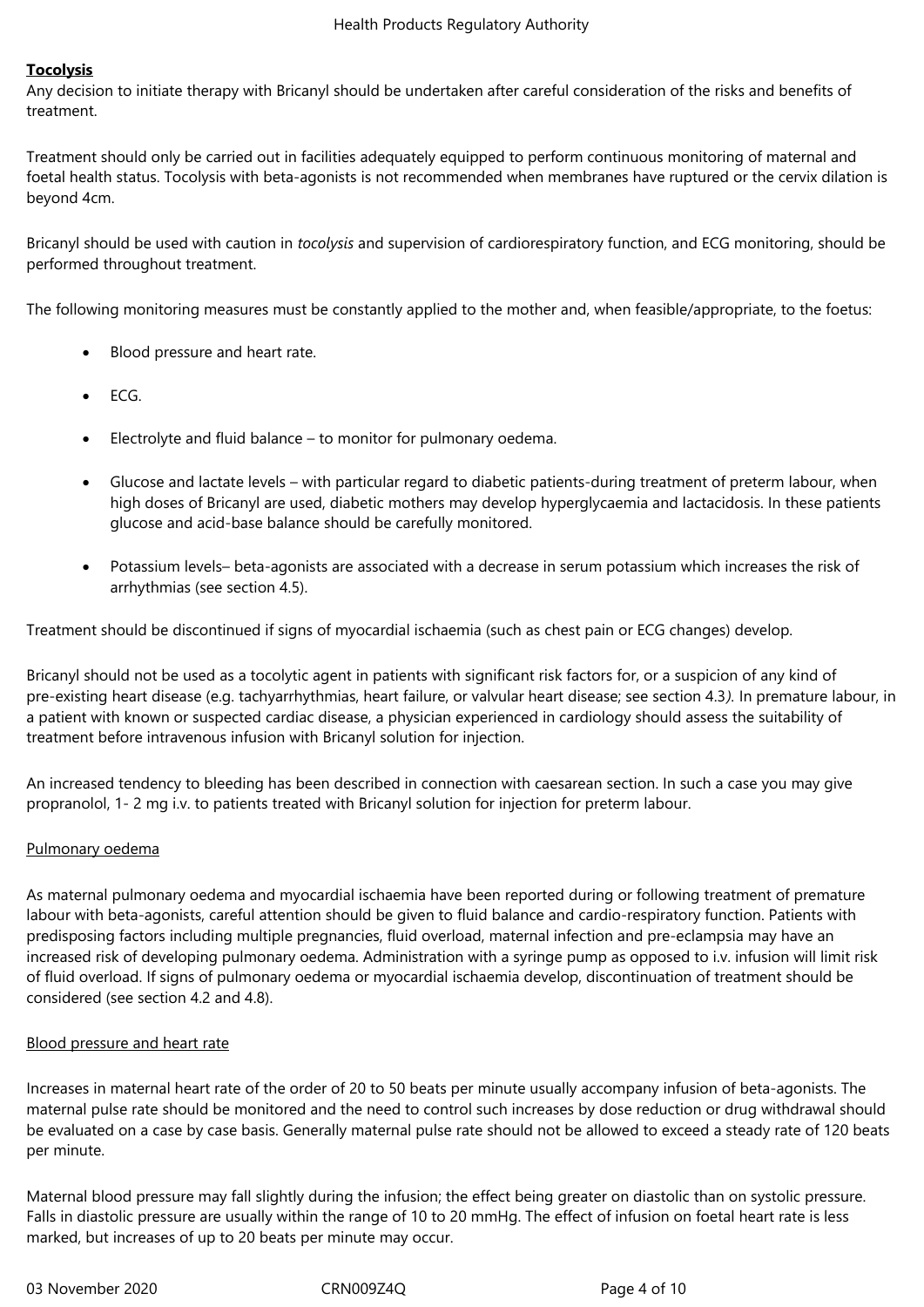**Tocolysis**

Any decision to initiate therapy with Bricanyl should be undertaken after careful consideration of the risks and benefits of treatment.

Treatment should only be carried out in facilities adequately equipped to perform continuous monitoring of maternal and foetal health status. Tocolysis with beta-agonists is not recommended when membranes have ruptured or the cervix dilation is beyond 4cm.

Bricanyl should be used with caution in *tocolysis* and supervision of cardiorespiratory function, and ECG monitoring, should be performed throughout treatment.

The following monitoring measures must be constantly applied to the mother and, when feasible/appropriate, to the foetus:

- Blood pressure and heart rate.
- ECG.
- Electrolyte and fluid balance – to monitor for pulmonary oedema.
- Glucose and lactate levels – with particular regard to diabetic patients-during treatment of preterm labour, when high doses of Bricanyl are used, diabetic mothers may develop hyperglycaemia and lactacidosis. In these patients glucose and acid-base balance should be carefully monitored.
- Potassium levels– beta-agonists are associated with a decrease in serum potassium which increases the risk of arrhythmias (see section 4.5).

Treatment should be discontinued if signs of myocardial ischaemia (such as chest pain or ECG changes) develop.

Bricanyl should not be used as a tocolytic agent in patients with significant risk factors for, or a suspicion of any kind of pre-existing heart disease (e.g. tachyarrhythmias, heart failure, or valvular heart disease; see section 4.3*).* In premature labour, in a patient with known or suspected cardiac disease, a physician experienced in cardiology should assess the suitability of treatment before intravenous infusion with Bricanyl solution for injection.

An increased tendency to bleeding has been described in connection with caesarean section. In such a case you may give propranolol, 1- 2 mg i.v. to patients treated with Bricanyl solution for injection for preterm labour.

Pulmonary oedema

As maternal pulmonary oedema and myocardial ischaemia have been reported during or following treatment of premature labour with beta-agonists, careful attention should be given to fluid balance and cardio-respiratory function. Patients with predisposing factors including multiple pregnancies, fluid overload, maternal infection and pre-eclampsia may have an increased risk of developing pulmonary oedema. Administration with a syringe pump as opposed to i.v. infusion will limit risk of fluid overload. If signs of pulmonary oedema or myocardial ischaemia develop, discontinuation of treatment should be considered (see section 4.2 and 4.8).

Blood pressure and heart rate

Increases in maternal heart rate of the order of 20 to 50 beats per minute usually accompany infusion of beta-agonists. The maternal pulse rate should be monitored and the need to control such increases by dose reduction or drug withdrawal should be evaluated on a case by case basis. Generally maternal pulse rate should not be allowed to exceed a steady rate of 120 beats per minute.

Maternal blood pressure may fall slightly during the infusion; the effect being greater on diastolic than on systolic pressure. Falls in diastolic pressure are usually within the range of 10 to 20 mmHg. The effect of infusion on foetal heart rate is less marked, but increases of up to 20 beats per minute may occur.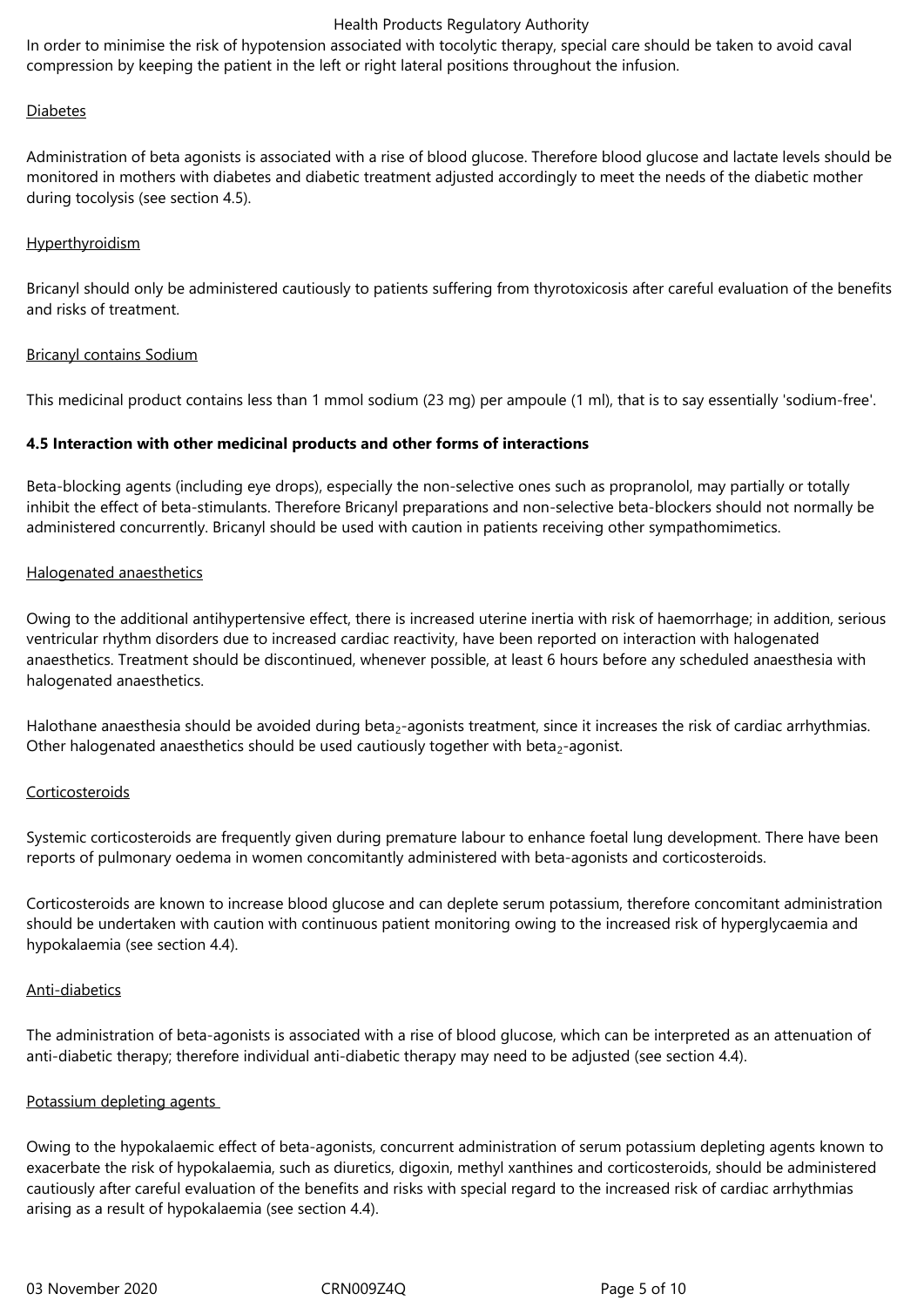In order to minimise the risk of hypotension associated with tocolytic therapy, special care should be taken to avoid caval compression by keeping the patient in the left or right lateral positions throughout the infusion.

Diabetes

Administration of beta agonists is associated with a rise of blood glucose. Therefore blood glucose and lactate levels should be monitored in mothers with diabetes and diabetic treatment adjusted accordingly to meet the needs of the diabetic mother during tocolysis (see section 4.5).

Hyperthyroidism

Bricanyl should only be administered cautiously to patients suffering from thyrotoxicosis after careful evaluation of the benefits and risks of treatment.

Bricanyl contains Sodium

This medicinal product contains less than 1 mmol sodium (23 mg) per ampoule (1 ml), that is to say essentially 'sodium-free'.

**4.5 Interaction with other medicinal products and other forms of interactions**

Beta-blocking agents (including eye drops), especially the non-selective ones such as propranolol, may partially or totally inhibit the effect of beta-stimulants. Therefore Bricanyl preparations and non-selective beta-blockers should not normally be administered concurrently. Bricanyl should be used with caution in patients receiving other sympathomimetics.

Halogenated anaesthetics

Owing to the additional antihypertensive effect, there is increased uterine inertia with risk of haemorrhage; in addition, serious ventricular rhythm disorders due to increased cardiac reactivity, have been reported on interaction with halogenated anaesthetics. Treatment should be discontinued, whenever possible, at least 6 hours before any scheduled anaesthesia with halogenated anaesthetics.

Halothane anaesthesia should be avoided during beta$_2$-agonists treatment, since it increases the risk of cardiac arrhythmias. Other halogenated anaesthetics should be used cautiously together with beta$_2$-agonist.

Corticosteroids

Systemic corticosteroids are frequently given during premature labour to enhance foetal lung development. There have been reports of pulmonary oedema in women concomitantly administered with beta-agonists and corticosteroids.

Corticosteroids are known to increase blood glucose and can deplete serum potassium, therefore concomitant administration should be undertaken with caution with continuous patient monitoring owing to the increased risk of hyperglycaemia and hypokalaemia (see section 4.4).

Anti-diabetics

The administration of beta-agonists is associated with a rise of blood glucose, which can be interpreted as an attenuation of anti-diabetic therapy; therefore individual anti-diabetic therapy may need to be adjusted (see section 4.4).

Potassium depleting agents

Owing to the hypokalaemic effect of beta-agonists, concurrent administration of serum potassium depleting agents known to exacerbate the risk of hypokalaemia, such as diuretics, digoxin, methyl xanthines and corticosteroids, should be administered cautiously after careful evaluation of the benefits and risks with special regard to the increased risk of cardiac arrhythmias arising as a result of hypokalaemia (see section 4.4).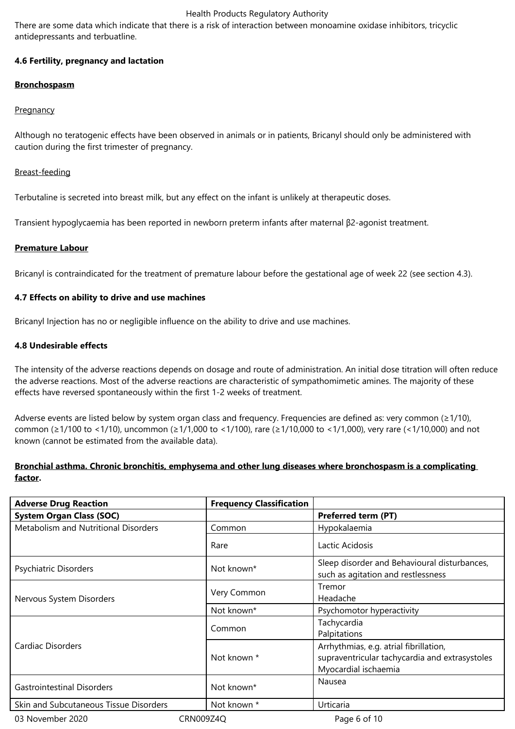There are some data which indicate that there is a risk of interaction between monoamine oxidase inhibitors, tricyclic antidepressants and terbuatline.

**4.6 Fertility, pregnancy and lactation**

**Bronchospasm**

Pregnancy

Although no teratogenic effects have been observed in animals or in patients, Bricanyl should only be administered with caution during the first trimester of pregnancy.

Breast-feeding

Terbutaline is secreted into breast milk, but any effect on the infant is unlikely at therapeutic doses.

Transient hypoglycaemia has been reported in newborn preterm infants after maternal β2-agonist treatment.

**Premature Labour**

Bricanyl is contraindicated for the treatment of premature labour before the gestational age of week 22 (see section 4.3).

**4.7 Effects on ability to drive and use machines**

Bricanyl Injection has no or negligible influence on the ability to drive and use machines.

**4.8 Undesirable effects**

The intensity of the adverse reactions depends on dosage and route of administration. An initial dose titration will often reduce the adverse reactions. Most of the adverse reactions are characteristic of sympathomimetic amines. The majority of these effects have reversed spontaneously within the first 1-2 weeks of treatment.

Adverse events are listed below by system organ class and frequency. Frequencies are defined as: very common (≥1/10), common (≥1/100 to <1/10), uncommon (≥1/1,000 to <1/100), rare (≥1/10,000 to <1/1,000), very rare (<1/10,000) and not known (cannot be estimated from the available data).

**Bronchial asthma. Chronic bronchitis, emphysema and other lung diseases where bronchospasm is a complicating factor.**

| **Adverse Drug Reaction** | **Frequency Classification** | |
|---|---|---|
| **System Organ Class (SOC)** | | **Preferred term (PT)** |
| Metabolism and Nutritional Disorders | Common | Hypokalaemia |
| | Rare | Lactic Acidosis |
| Psychiatric Disorders | Not known* | Sleep disorder and Behavioural disturbances, such as agitation and restlessness |
| Nervous System Disorders | Very Common | Tremor<br>Headache |
| | Not known* | Psychomotor hyperactivity |
| Cardiac Disorders | Common | Tachycardia<br>Palpitations |
| | Not known * | Arrhythmias, e.g. atrial fibrillation, supraventricular tachycardia and extrasystoles<br>Myocardial ischaemia |
| Gastrointestinal Disorders | Not known* | Nausea |
| Skin and Subcutaneous Tissue Disorders | Not known * | Urticaria |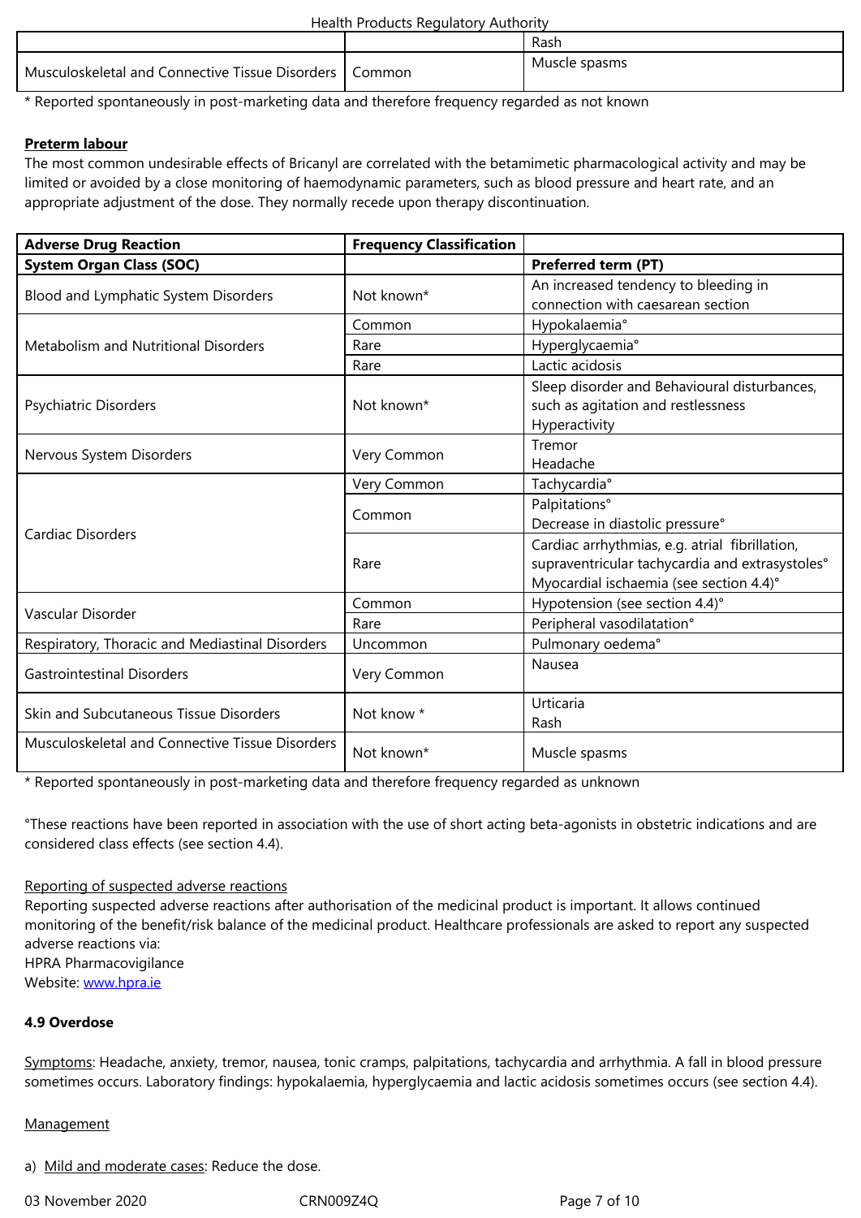| | | |
|---|---|---|
| | | Rash |
| Musculoskeletal and Connective Tissue Disorders | Common | Muscle spasms |

* Reported spontaneously in post-marketing data and therefore frequency regarded as not known

**Preterm labour**

The most common undesirable effects of Bricanyl are correlated with the betamimetic pharmacological activity and may be limited or avoided by a close monitoring of haemodynamic parameters, such as blood pressure and heart rate, and an appropriate adjustment of the dose. They normally recede upon therapy discontinuation.

| **Adverse Drug Reaction** | **Frequency Classification** | |
|---|---|---|
| **System Organ Class (SOC)** | | **Preferred term (PT)** |
| Blood and Lymphatic System Disorders | Not known* | An increased tendency to bleeding in connection with caesarean section |
| Metabolism and Nutritional Disorders | Common | Hypokalaemia° |
| | Rare | Hyperglycaemia° |
| | Rare | Lactic acidosis |
| Psychiatric Disorders | Not known* | Sleep disorder and Behavioural disturbances, such as agitation and restlessness<br>Hyperactivity |
| Nervous System Disorders | Very Common | Tremor<br>Headache |
| Cardiac Disorders | Very Common | Tachycardia° |
| | Common | Palpitations°<br>Decrease in diastolic pressure° |
| | Rare | Cardiac arrhythmias, e.g. atrial fibrillation, supraventricular tachycardia and extrasystoles°<br>Myocardial ischaemia (see section 4.4)° |
| Vascular Disorder | Common | Hypotension (see section 4.4)° |
| | Rare | Peripheral vasodilatation° |
| Respiratory, Thoracic and Mediastinal Disorders | Uncommon | Pulmonary oedema° |
| Gastrointestinal Disorders | Very Common | Nausea |
| Skin and Subcutaneous Tissue Disorders | Not know * | Urticaria<br>Rash |
| Musculoskeletal and Connective Tissue Disorders | Not known* | Muscle spasms |

* Reported spontaneously in post-marketing data and therefore frequency regarded as unknown

°These reactions have been reported in association with the use of short acting beta-agonists in obstetric indications and are considered class effects (see section 4.4).

Reporting of suspected adverse reactions

Reporting suspected adverse reactions after authorisation of the medicinal product is important. It allows continued monitoring of the benefit/risk balance of the medicinal product. Healthcare professionals are asked to report any suspected adverse reactions via:
HPRA Pharmacovigilance
Website: www.hpra.ie

**4.9 Overdose**

Symptoms: Headache, anxiety, tremor, nausea, tonic cramps, palpitations, tachycardia and arrhythmia. A fall in blood pressure sometimes occurs. Laboratory findings: hypokalaemia, hyperglycaemia and lactic acidosis sometimes occurs (see section 4.4).

Management

a) Mild and moderate cases: Reduce the dose.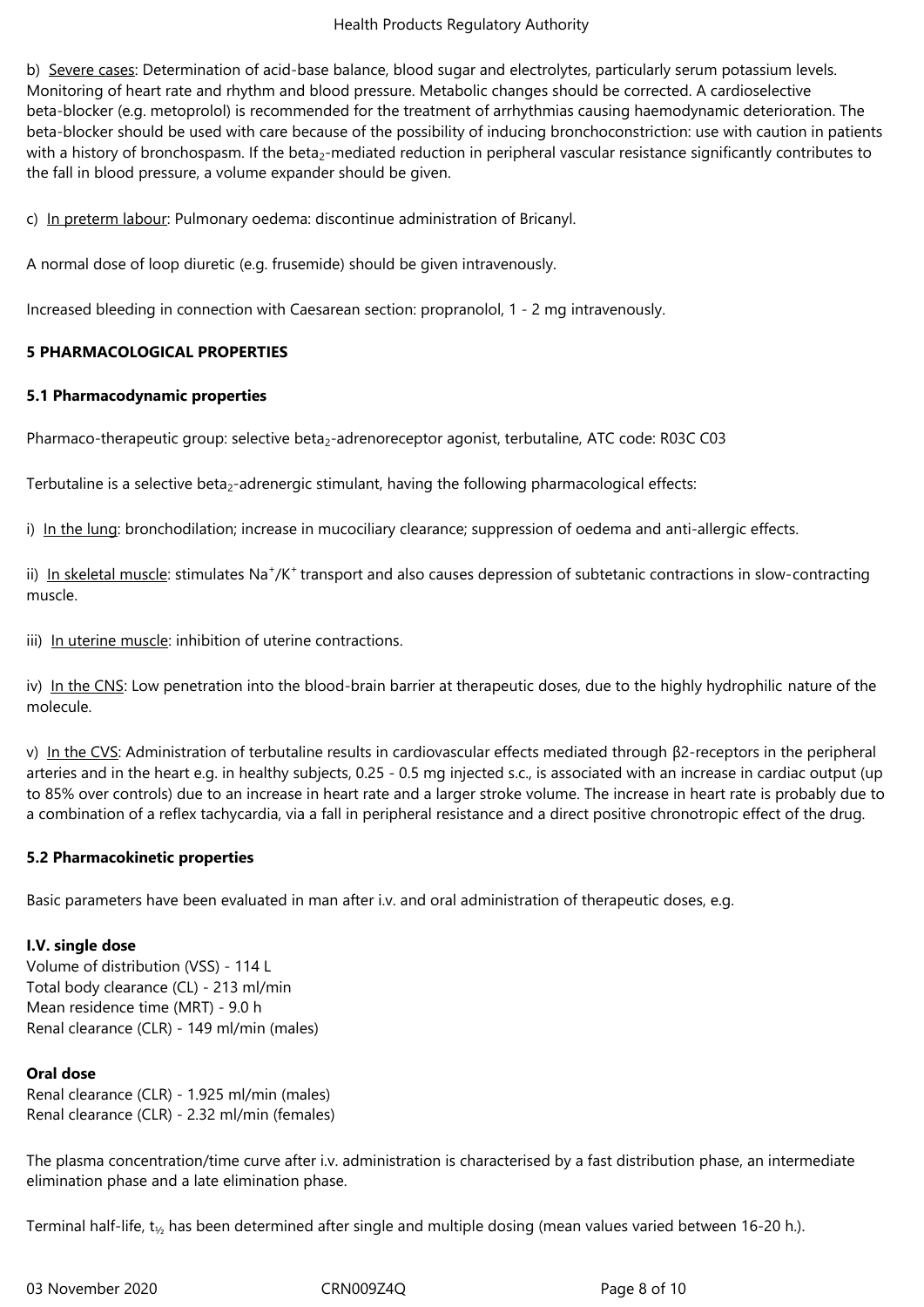b) Severe cases: Determination of acid-base balance, blood sugar and electrolytes, particularly serum potassium levels. Monitoring of heart rate and rhythm and blood pressure. Metabolic changes should be corrected. A cardioselective beta-blocker (e.g. metoprolol) is recommended for the treatment of arrhythmias causing haemodynamic deterioration. The beta-blocker should be used with care because of the possibility of inducing bronchoconstriction: use with caution in patients with a history of bronchospasm. If the $beta_2$-mediated reduction in peripheral vascular resistance significantly contributes to the fall in blood pressure, a volume expander should be given.

c) In preterm labour: Pulmonary oedema: discontinue administration of Bricanyl.

A normal dose of loop diuretic (e.g. frusemide) should be given intravenously.

Increased bleeding in connection with Caesarean section: propranolol, 1 - 2 mg intravenously.

## 5 PHARMACOLOGICAL PROPERTIES

### 5.1 Pharmacodynamic properties

Pharmaco-therapeutic group: selective $beta_2$-adrenoreceptor agonist, terbutaline, ATC code: R03C C03

Terbutaline is a selective $beta_2$-adrenergic stimulant, having the following pharmacological effects:

i) In the lung: bronchodilation; increase in mucociliary clearance; suppression of oedema and anti-allergic effects.

ii) In skeletal muscle: stimulates $Na^+/K^+$ transport and also causes depression of subtetanic contractions in slow-contracting muscle.

iii) In uterine muscle: inhibition of uterine contractions.

iv) In the CNS: Low penetration into the blood-brain barrier at therapeutic doses, due to the highly hydrophilic nature of the molecule.

v) In the CVS: Administration of terbutaline results in cardiovascular effects mediated through β2-receptors in the peripheral arteries and in the heart e.g. in healthy subjects, 0.25 - 0.5 mg injected s.c., is associated with an increase in cardiac output (up to 85% over controls) due to an increase in heart rate and a larger stroke volume. The increase in heart rate is probably due to a combination of a reflex tachycardia, via a fall in peripheral resistance and a direct positive chronotropic effect of the drug.

### 5.2 Pharmacokinetic properties

Basic parameters have been evaluated in man after i.v. and oral administration of therapeutic doses, e.g.

**I.V. single dose**
Volume of distribution (VSS) - 114 L
Total body clearance (CL) - 213 ml/min
Mean residence time (MRT) - 9.0 h
Renal clearance (CLR) - 149 ml/min (males)

**Oral dose**
Renal clearance (CLR) - 1.925 ml/min (males)
Renal clearance (CLR) - 2.32 ml/min (females)

The plasma concentration/time curve after i.v. administration is characterised by a fast distribution phase, an intermediate elimination phase and a late elimination phase.

Terminal half-life, $t_{½}$ has been determined after single and multiple dosing (mean values varied between 16-20 h.).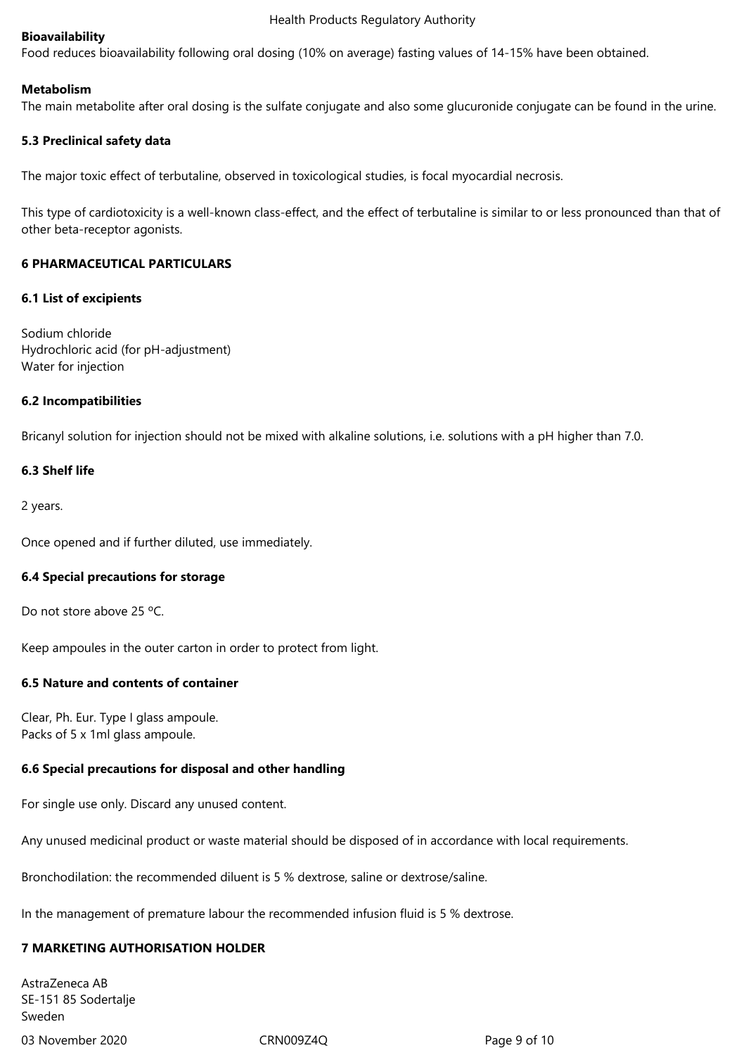**Bioavailability**

Food reduces bioavailability following oral dosing (10% on average) fasting values of 14-15% have been obtained.

**Metabolism**

The main metabolite after oral dosing is the sulfate conjugate and also some glucuronide conjugate can be found in the urine.

### 5.3 Preclinical safety data

The major toxic effect of terbutaline, observed in toxicological studies, is focal myocardial necrosis.

This type of cardiotoxicity is a well-known class-effect, and the effect of terbutaline is similar to or less pronounced than that of other beta-receptor agonists.

## 6 PHARMACEUTICAL PARTICULARS

### 6.1 List of excipients

Sodium chloride
Hydrochloric acid (for pH-adjustment)
Water for injection

### 6.2 Incompatibilities

Bricanyl solution for injection should not be mixed with alkaline solutions, i.e. solutions with a pH higher than 7.0.

### 6.3 Shelf life

2 years.

Once opened and if further diluted, use immediately.

### 6.4 Special precautions for storage

Do not store above 25 ºC.

Keep ampoules in the outer carton in order to protect from light.

### 6.5 Nature and contents of container

Clear, Ph. Eur. Type I glass ampoule.
Packs of 5 x 1ml glass ampoule.

### 6.6 Special precautions for disposal and other handling

For single use only. Discard any unused content.

Any unused medicinal product or waste material should be disposed of in accordance with local requirements.

Bronchodilation: the recommended diluent is 5 % dextrose, saline or dextrose/saline.

In the management of premature labour the recommended infusion fluid is 5 % dextrose.

## 7 MARKETING AUTHORISATION HOLDER

AstraZeneca AB
SE-151 85 Sodertalje
Sweden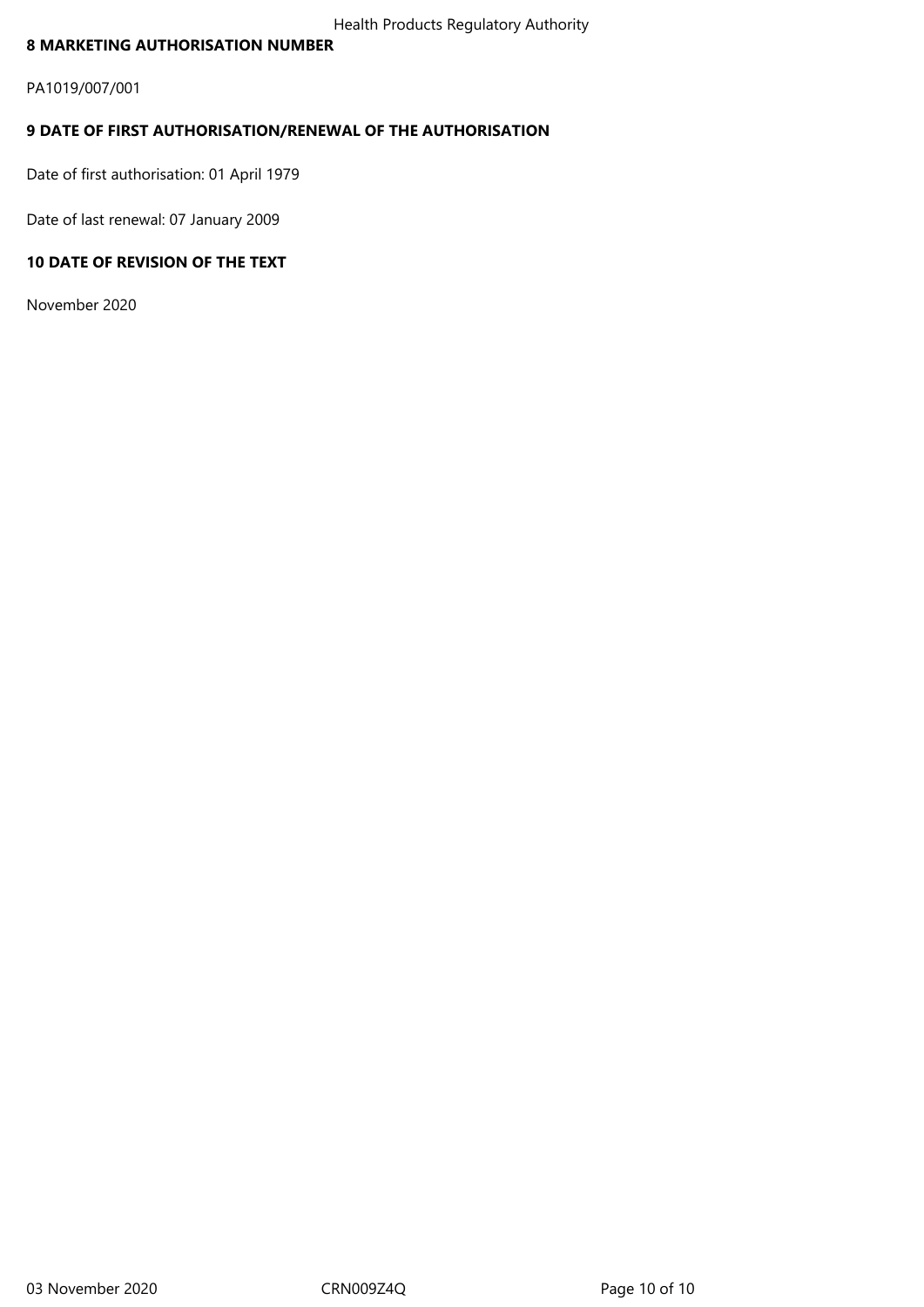## 8 MARKETING AUTHORISATION NUMBER

PA1019/007/001

## 9 DATE OF FIRST AUTHORISATION/RENEWAL OF THE AUTHORISATION

Date of first authorisation: 01 April 1979

Date of last renewal: 07 January 2009

## 10 DATE OF REVISION OF THE TEXT

November 2020